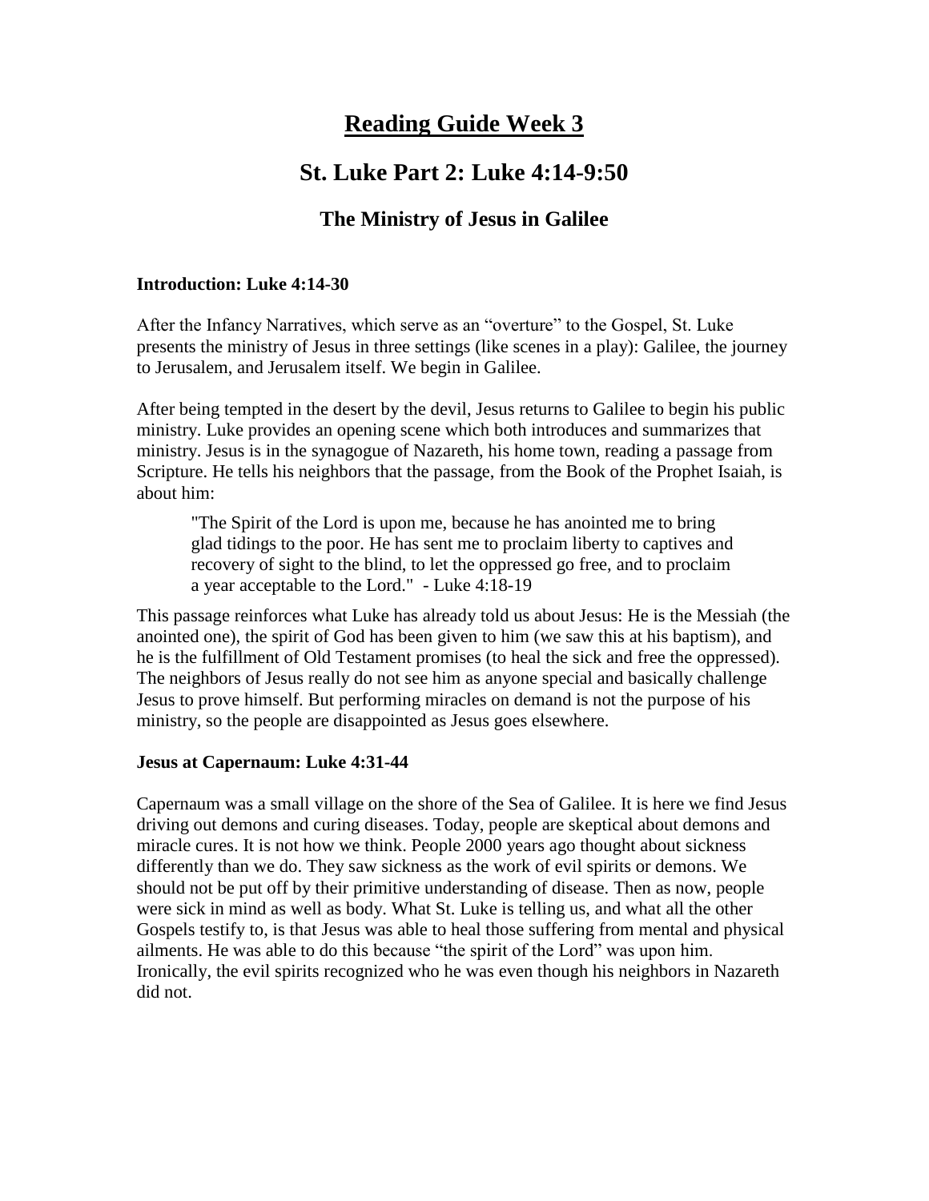# Reading Guide Week 3

## St. Luke Part 2: Luke 4:14-9:50

### The Ministry of Jesus in Galilee

**Introduction: Luke 4:14-30**

After the Infancy Narratives, which serve as an "overture" to the Gospel, St. Luke presents the ministry of Jesus in three settings (like scenes in a play): Galilee, the journey to Jerusalem, and Jerusalem itself. We begin in Galilee.

After being tempted in the desert by the devil, Jesus returns to Galilee to begin his public ministry. Luke provides an opening scene which both introduces and summarizes that ministry. Jesus is in the synagogue of Nazareth, his home town, reading a passage from Scripture. He tells his neighbors that the passage, from the Book of the Prophet Isaiah, is about him:

> "The Spirit of the Lord is upon me, because he has anointed me to bring glad tidings to the poor. He has sent me to proclaim liberty to captives and recovery of sight to the blind, to let the oppressed go free, and to proclaim a year acceptable to the Lord." - Luke 4:18-19

This passage reinforces what Luke has already told us about Jesus: He is the Messiah (the anointed one), the spirit of God has been given to him (we saw this at his baptism), and he is the fulfillment of Old Testament promises (to heal the sick and free the oppressed). The neighbors of Jesus really do not see him as anyone special and basically challenge Jesus to prove himself. But performing miracles on demand is not the purpose of his ministry, so the people are disappointed as Jesus goes elsewhere.

**Jesus at Capernaum: Luke 4:31-44**

Capernaum was a small village on the shore of the Sea of Galilee. It is here we find Jesus driving out demons and curing diseases. Today, people are skeptical about demons and miracle cures. It is not how we think. People 2000 years ago thought about sickness differently than we do. They saw sickness as the work of evil spirits or demons. We should not be put off by their primitive understanding of disease. Then as now, people were sick in mind as well as body. What St. Luke is telling us, and what all the other Gospels testify to, is that Jesus was able to heal those suffering from mental and physical ailments. He was able to do this because "the spirit of the Lord" was upon him. Ironically, the evil spirits recognized who he was even though his neighbors in Nazareth did not.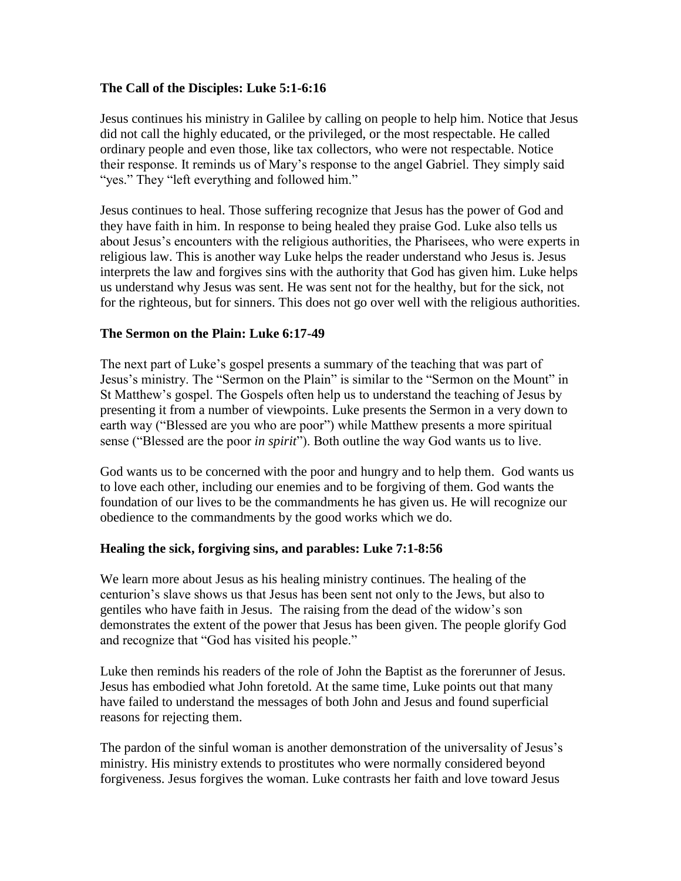**The Call of the Disciples: Luke 5:1-6:16**

Jesus continues his ministry in Galilee by calling on people to help him. Notice that Jesus did not call the highly educated, or the privileged, or the most respectable. He called ordinary people and even those, like tax collectors, who were not respectable. Notice their response. It reminds us of Mary's response to the angel Gabriel. They simply said "yes." They "left everything and followed him."

Jesus continues to heal. Those suffering recognize that Jesus has the power of God and they have faith in him. In response to being healed they praise God. Luke also tells us about Jesus's encounters with the religious authorities, the Pharisees, who were experts in religious law. This is another way Luke helps the reader understand who Jesus is. Jesus interprets the law and forgives sins with the authority that God has given him. Luke helps us understand why Jesus was sent. He was sent not for the healthy, but for the sick, not for the righteous, but for sinners. This does not go over well with the religious authorities.

**The Sermon on the Plain: Luke 6:17-49**

The next part of Luke's gospel presents a summary of the teaching that was part of Jesus's ministry. The "Sermon on the Plain" is similar to the "Sermon on the Mount" in St Matthew's gospel. The Gospels often help us to understand the teaching of Jesus by presenting it from a number of viewpoints. Luke presents the Sermon in a very down to earth way ("Blessed are you who are poor") while Matthew presents a more spiritual sense ("Blessed are the poor *in spirit*"). Both outline the way God wants us to live.

God wants us to be concerned with the poor and hungry and to help them. God wants us to love each other, including our enemies and to be forgiving of them. God wants the foundation of our lives to be the commandments he has given us. He will recognize our obedience to the commandments by the good works which we do.

**Healing the sick, forgiving sins, and parables: Luke 7:1-8:56**

We learn more about Jesus as his healing ministry continues. The healing of the centurion's slave shows us that Jesus has been sent not only to the Jews, but also to gentiles who have faith in Jesus. The raising from the dead of the widow's son demonstrates the extent of the power that Jesus has been given. The people glorify God and recognize that "God has visited his people."

Luke then reminds his readers of the role of John the Baptist as the forerunner of Jesus. Jesus has embodied what John foretold. At the same time, Luke points out that many have failed to understand the messages of both John and Jesus and found superficial reasons for rejecting them.

The pardon of the sinful woman is another demonstration of the universality of Jesus's ministry. His ministry extends to prostitutes who were normally considered beyond forgiveness. Jesus forgives the woman. Luke contrasts her faith and love toward Jesus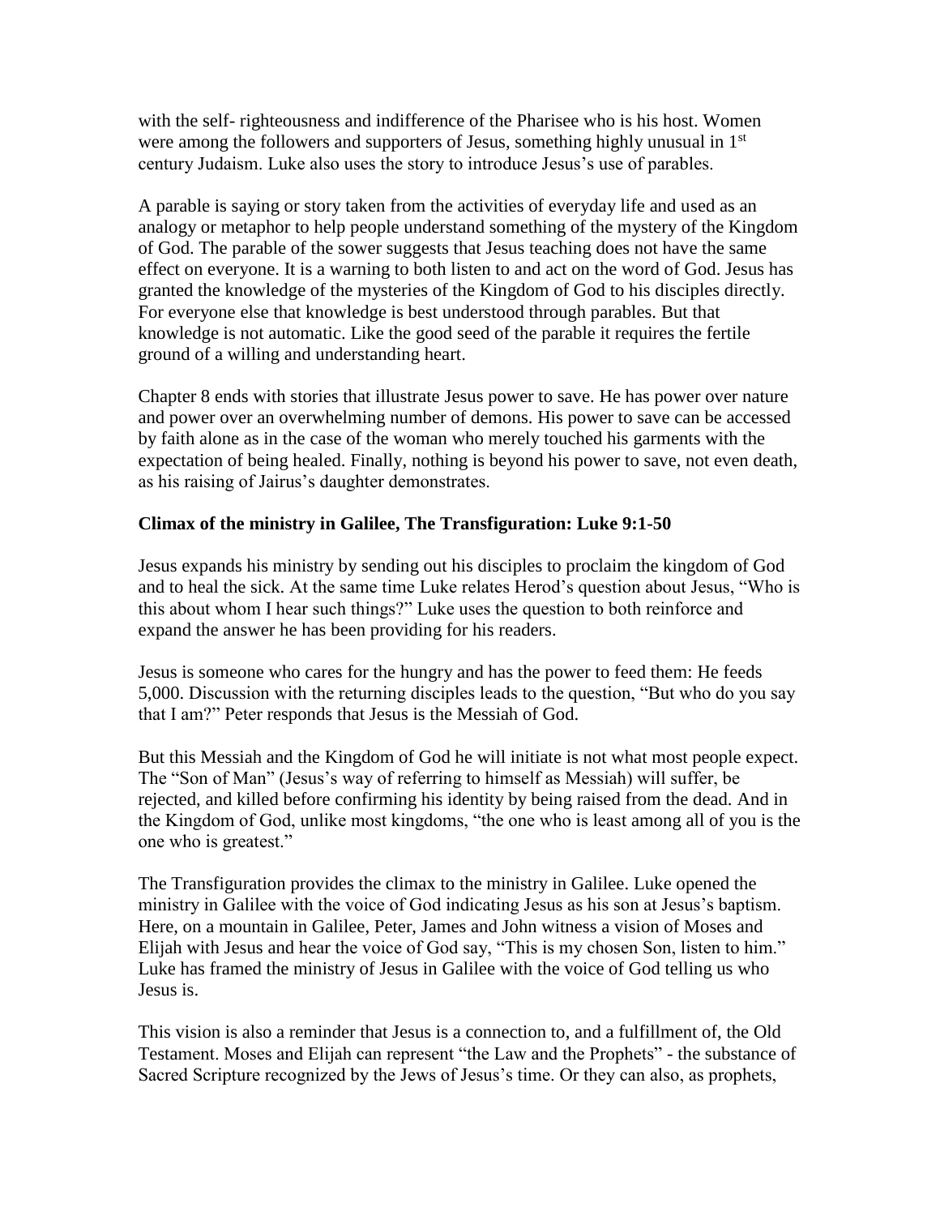with the self- righteousness and indifference of the Pharisee who is his host. Women were among the followers and supporters of Jesus, something highly unusual in 1st century Judaism. Luke also uses the story to introduce Jesus's use of parables.

A parable is saying or story taken from the activities of everyday life and used as an analogy or metaphor to help people understand something of the mystery of the Kingdom of God. The parable of the sower suggests that Jesus teaching does not have the same effect on everyone. It is a warning to both listen to and act on the word of God. Jesus has granted the knowledge of the mysteries of the Kingdom of God to his disciples directly. For everyone else that knowledge is best understood through parables. But that knowledge is not automatic. Like the good seed of the parable it requires the fertile ground of a willing and understanding heart.

Chapter 8 ends with stories that illustrate Jesus power to save. He has power over nature and power over an overwhelming number of demons. His power to save can be accessed by faith alone as in the case of the woman who merely touched his garments with the expectation of being healed. Finally, nothing is beyond his power to save, not even death, as his raising of Jairus's daughter demonstrates.

**Climax of the ministry in Galilee, The Transfiguration: Luke 9:1-50**

Jesus expands his ministry by sending out his disciples to proclaim the kingdom of God and to heal the sick. At the same time Luke relates Herod's question about Jesus, "Who is this about whom I hear such things?" Luke uses the question to both reinforce and expand the answer he has been providing for his readers.

Jesus is someone who cares for the hungry and has the power to feed them: He feeds 5,000. Discussion with the returning disciples leads to the question, "But who do you say that I am?" Peter responds that Jesus is the Messiah of God.

But this Messiah and the Kingdom of God he will initiate is not what most people expect. The "Son of Man" (Jesus's way of referring to himself as Messiah) will suffer, be rejected, and killed before confirming his identity by being raised from the dead. And in the Kingdom of God, unlike most kingdoms, "the one who is least among all of you is the one who is greatest."

The Transfiguration provides the climax to the ministry in Galilee. Luke opened the ministry in Galilee with the voice of God indicating Jesus as his son at Jesus's baptism. Here, on a mountain in Galilee, Peter, James and John witness a vision of Moses and Elijah with Jesus and hear the voice of God say, "This is my chosen Son, listen to him." Luke has framed the ministry of Jesus in Galilee with the voice of God telling us who Jesus is.

This vision is also a reminder that Jesus is a connection to, and a fulfillment of, the Old Testament. Moses and Elijah can represent "the Law and the Prophets" - the substance of Sacred Scripture recognized by the Jews of Jesus's time. Or they can also, as prophets,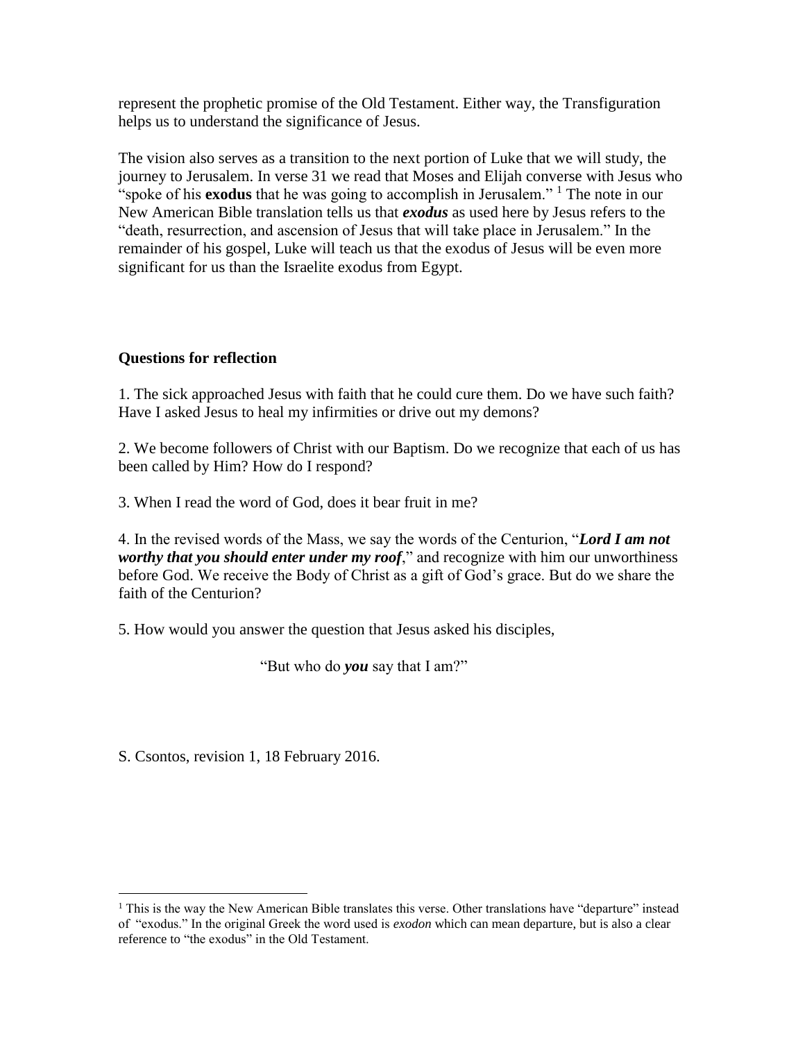represent the prophetic promise of the Old Testament. Either way, the Transfiguration helps us to understand the significance of Jesus.

The vision also serves as a transition to the next portion of Luke that we will study, the journey to Jerusalem. In verse 31 we read that Moses and Elijah converse with Jesus who "spoke of his **exodus** that he was going to accomplish in Jerusalem." [1] The note in our New American Bible translation tells us that ***exodus*** as used here by Jesus refers to the "death, resurrection, and ascension of Jesus that will take place in Jerusalem." In the remainder of his gospel, Luke will teach us that the exodus of Jesus will be even more significant for us than the Israelite exodus from Egypt.

**Questions for reflection**

1. The sick approached Jesus with faith that he could cure them. Do we have such faith? Have I asked Jesus to heal my infirmities or drive out my demons?

2. We become followers of Christ with our Baptism. Do we recognize that each of us has been called by Him? How do I respond?

3. When I read the word of God, does it bear fruit in me?

4. In the revised words of the Mass, we say the words of the Centurion, "***Lord I am not worthy that you should enter under my roof***," and recognize with him our unworthiness before God. We receive the Body of Christ as a gift of God's grace. But do we share the faith of the Centurion?

5. How would you answer the question that Jesus asked his disciples,

"But who do ***you*** say that I am?"

S. Csontos, revision 1, 18 February 2016.

[1] This is the way the New American Bible translates this verse. Other translations have "departure" instead of "exodus." In the original Greek the word used is *exodon* which can mean departure, but is also a clear reference to "the exodus" in the Old Testament.